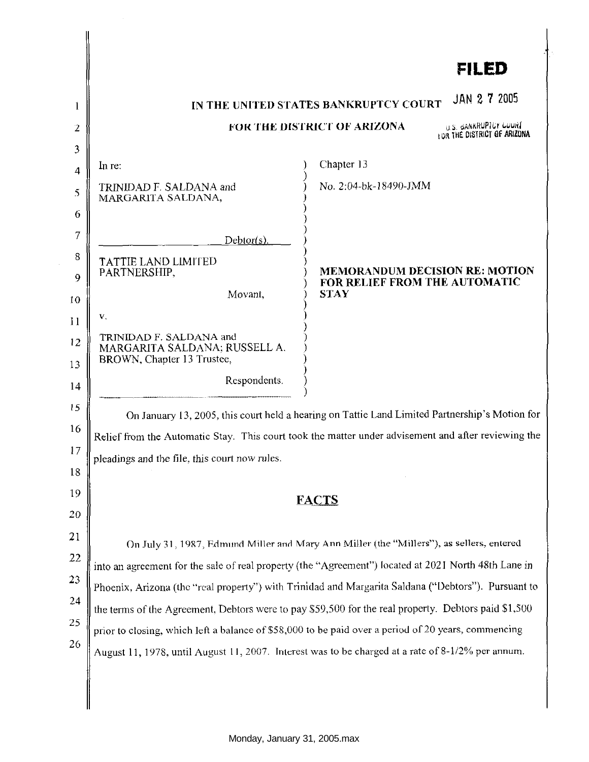**FILED**

JAN 27 2005

U.S. BANKRUPTCY COURT FOR THE DISTRICT OF ARIZONA

**IN THE UNITED STATES BANKRUPTCY COURT**

**FOR THE DISTRICT OF ARIZONA**

| | |
|---|---|
| In re: | Chapter 13 |
| TRINIDAD F. SALDANA and MARGARITA SALDANA, Debtor(s). | No. 2:04-bk-18490-JMM |
| TATTIE LAND LIMITED PARTNERSHIP, Movant, v. TRINIDAD F. SALDANA and MARGARITA SALDANA; RUSSELL A. BROWN, Chapter 13 Trustee, Respondents. | **MEMORANDUM DECISION RE: MOTION FOR RELIEF FROM THE AUTOMATIC STAY** |

On January 13, 2005, this court held a hearing on Tattie Land Limited Partnership's Motion for Relief from the Automatic Stay. This court took the matter under advisement and after reviewing the pleadings and the file, this court now rules.

## FACTS

On July 31, 1987, Edmund Miller and Mary Ann Miller (the "Millers"), as sellers, entered into an agreement for the sale of real property (the "Agreement") located at 2021 North 48th Lane in Phoenix, Arizona (the "real property") with Trinidad and Margarita Saldana ("Debtors"). Pursuant to the terms of the Agreement, Debtors were to pay $59,500 for the real property. Debtors paid $1,500 prior to closing, which left a balance of $58,000 to be paid over a period of 20 years, commencing August 11, 1978, until August 11, 2007. Interest was to be charged at a rate of 8-1/2% per annum.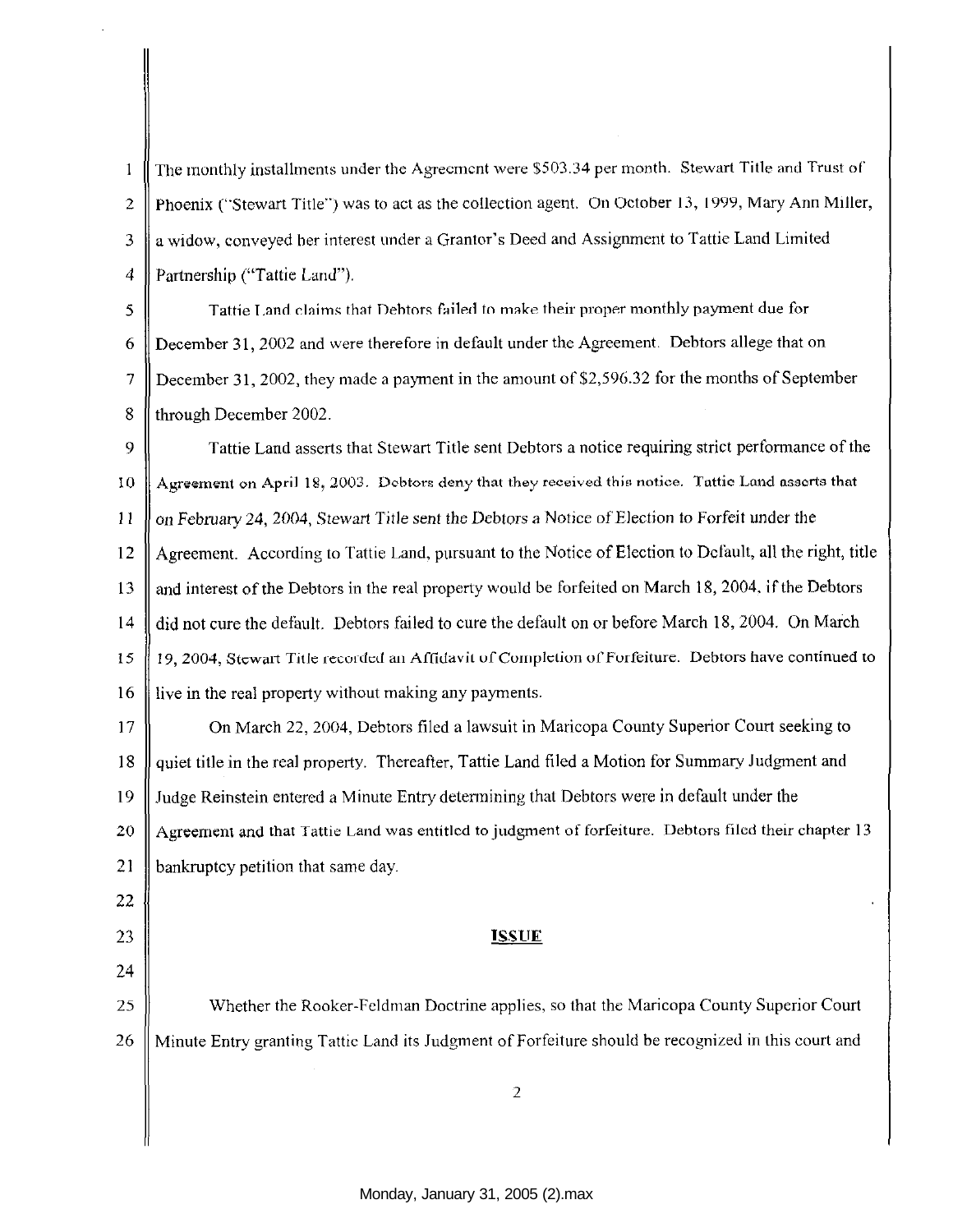The monthly installments under the Agreement were $503.34 per month. Stewart Title and Trust of Phoenix ("Stewart Title") was to act as the collection agent. On October 13, 1999, Mary Ann Miller, a widow, conveyed her interest under a Grantor's Deed and Assignment to Tattie Land Limited Partnership ("Tattie Land").

Tattie Land claims that Debtors failed to make their proper monthly payment due for December 31, 2002 and were therefore in default under the Agreement. Debtors allege that on December 31, 2002, they made a payment in the amount of $2,596.32 for the months of September through December 2002.

Tattie Land asserts that Stewart Title sent Debtors a notice requiring strict performance of the Agreement on April 18, 2003. Debtors deny that they received this notice. Tattie Land asserts that on February 24, 2004, Stewart Title sent the Debtors a Notice of Election to Forfeit under the Agreement. According to Tattie Land, pursuant to the Notice of Election to Default, all the right, title and interest of the Debtors in the real property would be forfeited on March 18, 2004, if the Debtors did not cure the default. Debtors failed to cure the default on or before March 18, 2004. On March 19, 2004, Stewart Title recorded an Affidavit of Completion of Forfeiture. Debtors have continued to live in the real property without making any payments.

On March 22, 2004, Debtors filed a lawsuit in Maricopa County Superior Court seeking to quiet title in the real property. Thereafter, Tattie Land filed a Motion for Summary Judgment and Judge Reinstein entered a Minute Entry determining that Debtors were in default under the Agreement and that Tattie Land was entitled to judgment of forfeiture. Debtors filed their chapter 13 bankruptcy petition that same day.

## ISSUE

Whether the Rooker-Feldman Doctrine applies, so that the Maricopa County Superior Court Minute Entry granting Tattie Land its Judgment of Forfeiture should be recognized in this court and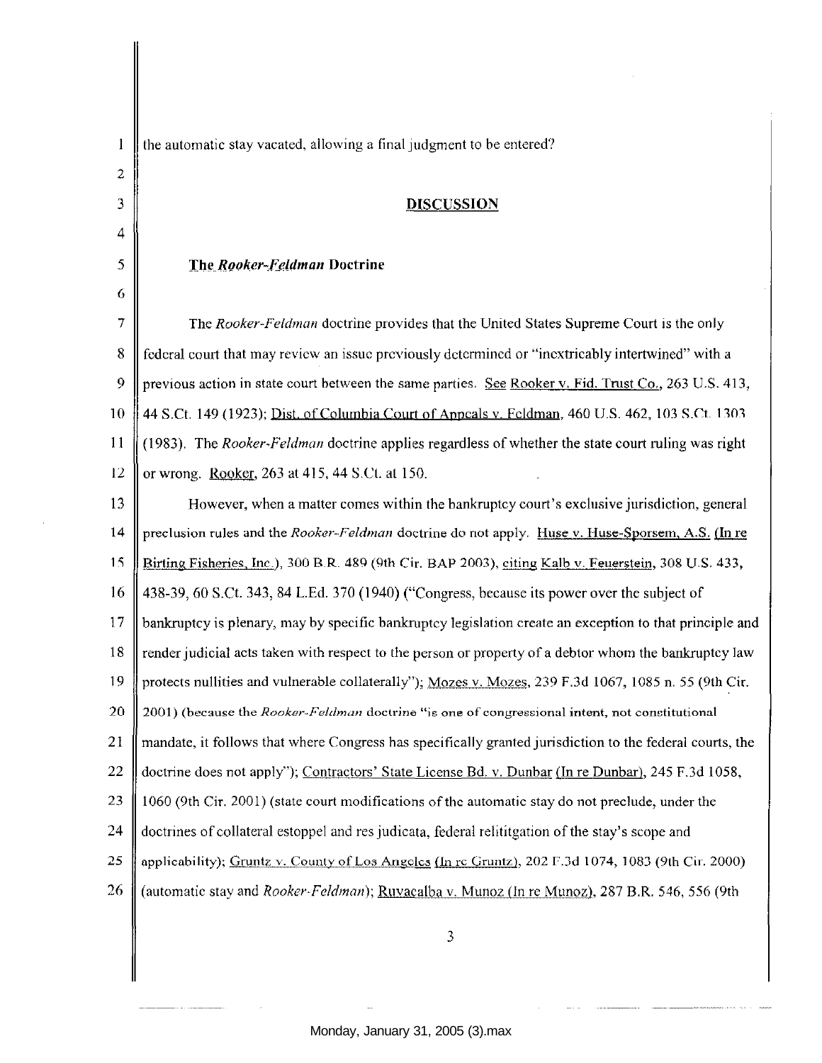the automatic stay vacated, allowing a final judgment to be entered?

## DISCUSSION

### The *Rooker-Feldman* Doctrine

The *Rooker-Feldman* doctrine provides that the United States Supreme Court is the only federal court that may review an issue previously determined or "inextricably intertwined" with a previous action in state court between the same parties. See Rooker v. Fid. Trust Co., 263 U.S. 413, 44 S.Ct. 149 (1923); Dist. of Columbia Court of Appeals v. Feldman, 460 U.S. 462, 103 S.Ct. 1303 (1983). The *Rooker-Feldman* doctrine applies regardless of whether the state court ruling was right or wrong. Rooker, 263 at 415, 44 S.Ct. at 150.

However, when a matter comes within the bankruptcy court's exclusive jurisdiction, general preclusion rules and the *Rooker-Feldman* doctrine do not apply. Huse v. Huse-Sporsem, A.S. (In re Birting Fisheries, Inc.), 300 B.R. 489 (9th Cir. BAP 2003), citing Kalb v. Feuerstein, 308 U.S. 433, 438-39, 60 S.Ct. 343, 84 L.Ed. 370 (1940) ("Congress, because its power over the subject of bankruptcy is plenary, may by specific bankruptcy legislation create an exception to that principle and render judicial acts taken with respect to the person or property of a debtor whom the bankruptcy law protects nullities and vulnerable collaterally"); Mozes v. Mozes, 239 F.3d 1067, 1085 n. 55 (9th Cir. 2001) (because the *Rooker-Feldman* doctrine "is one of congressional intent, not constitutional mandate, it follows that where Congress has specifically granted jurisdiction to the federal courts, the doctrine does not apply"); Contractors' State License Bd. v. Dunbar (In re Dunbar), 245 F.3d 1058, 1060 (9th Cir. 2001) (state court modifications of the automatic stay do not preclude, under the doctrines of collateral estoppel and res judicata, federal relititgation of the stay's scope and applicability); Gruntz v. County of Los Angeles (In re Gruntz), 202 F.3d 1074, 1083 (9th Cir. 2000) (automatic stay and *Rooker-Feldman*); Ruvacalba v. Munoz (In re Munoz), 287 B.R. 546, 556 (9th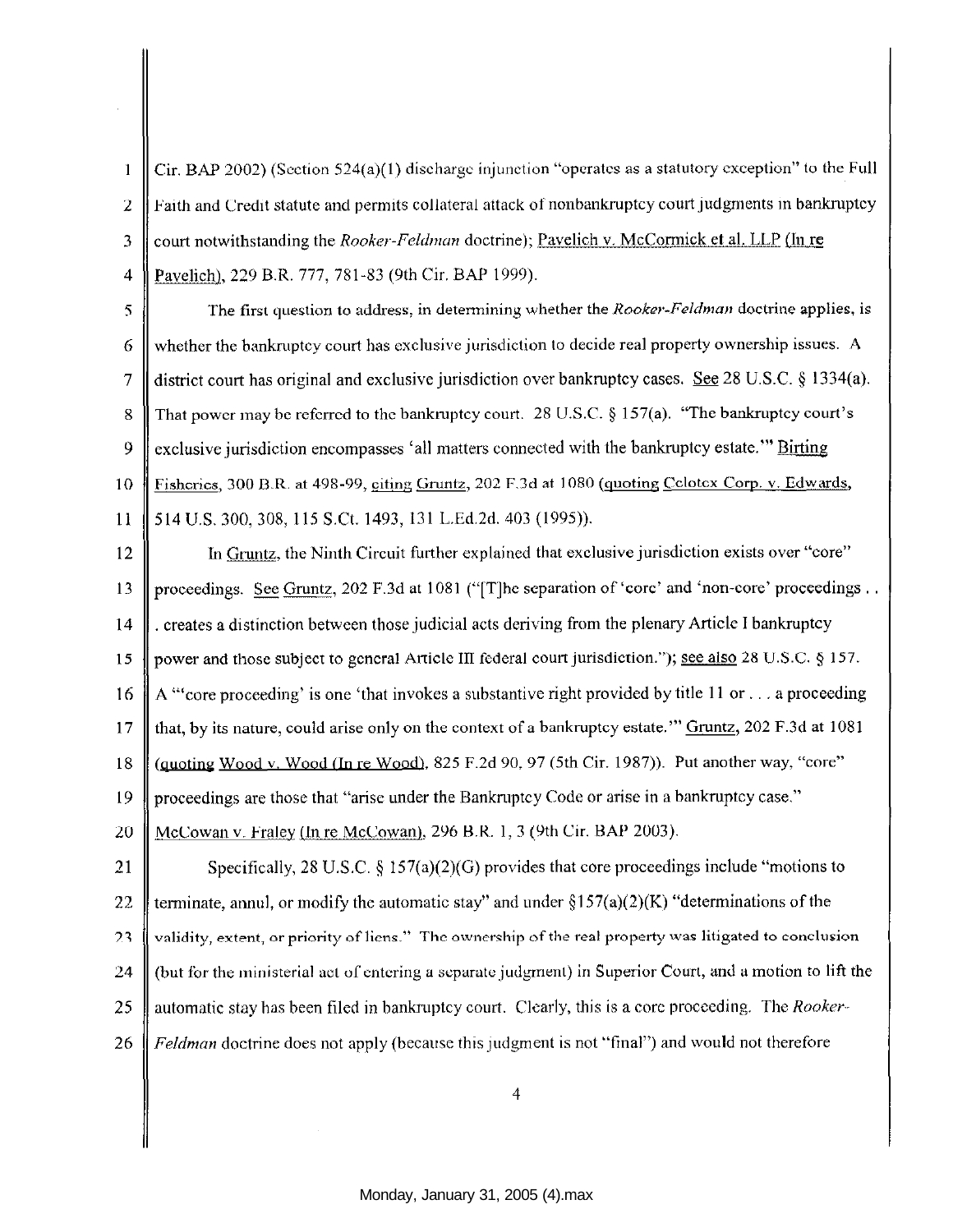Cir. BAP 2002) (Section 524(a)(1) discharge injunction "operates as a statutory exception" to the Full Faith and Credit statute and permits collateral attack of nonbankruptcy court judgments in bankruptcy court notwithstanding the *Rooker-Feldman* doctrine); Pavelich v. McCormick et al. LLP (In re Pavelich), 229 B.R. 777, 781-83 (9th Cir. BAP 1999).

The first question to address, in determining whether the *Rooker-Feldman* doctrine applies, is whether the bankruptcy court has exclusive jurisdiction to decide real property ownership issues. A district court has original and exclusive jurisdiction over bankruptcy cases. See 28 U.S.C. § 1334(a). That power may be referred to the bankruptcy court. 28 U.S.C. § 157(a). "The bankruptcy court's exclusive jurisdiction encompasses 'all matters connected with the bankruptcy estate.'" Birting Fisheries, 300 B.R. at 498-99, citing Gruntz, 202 F.3d at 1080 (quoting Celotex Corp. v. Edwards, 514 U.S. 300, 308, 115 S.Ct. 1493, 131 L.Ed.2d. 403 (1995)).

In Gruntz, the Ninth Circuit further explained that exclusive jurisdiction exists over "core" proceedings. See Gruntz, 202 F.3d at 1081 ("[T]he separation of 'core' and 'non-core' proceedings . . . creates a distinction between those judicial acts deriving from the plenary Article I bankruptcy power and those subject to general Article III federal court jurisdiction."); see also 28 U.S.C. § 157. A "'core proceeding' is one 'that invokes a substantive right provided by title 11 or . . . a proceeding that, by its nature, could arise only on the context of a bankruptcy estate.'" Gruntz, 202 F.3d at 1081 (quoting Wood v. Wood (In re Wood), 825 F.2d 90, 97 (5th Cir. 1987)). Put another way, "core" proceedings are those that "arise under the Bankruptcy Code or arise in a bankruptcy case." McCowan v. Fraley (In re McCowan), 296 B.R. 1, 3 (9th Cir. BAP 2003).

Specifically, 28 U.S.C. § 157(a)(2)(G) provides that core proceedings include "motions to terminate, annul, or modify the automatic stay" and under §157(a)(2)(K) "determinations of the validity, extent, or priority of liens." The ownership of the real property was litigated to conclusion (but for the ministerial act of entering a separate judgment) in Superior Court, and a motion to lift the automatic stay has been filed in bankruptcy court. Clearly, this is a core proceeding. The *Rooker-Feldman* doctrine does not apply (because this judgment is not "final") and would not therefore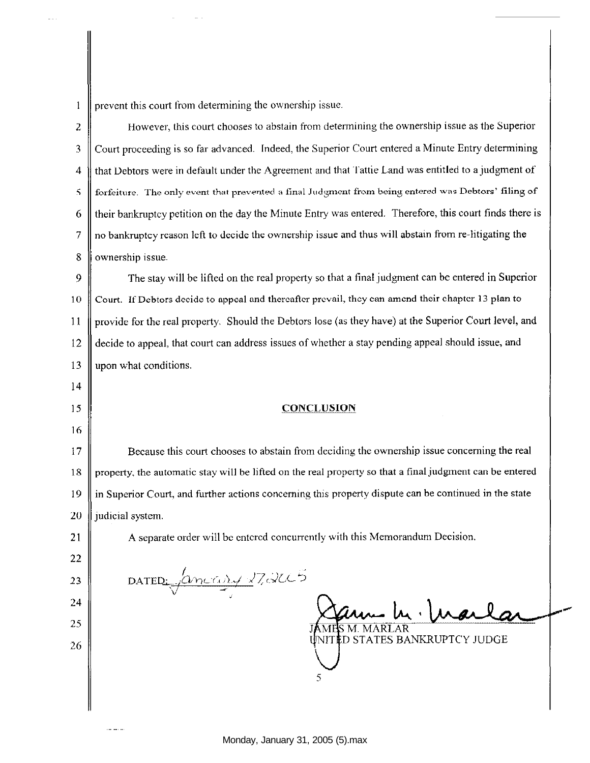prevent this court from determining the ownership issue.

However, this court chooses to abstain from determining the ownership issue as the Superior Court proceeding is so far advanced. Indeed, the Superior Court entered a Minute Entry determining that Debtors were in default under the Agreement and that Tattie Land was entitled to a judgment of forfeiture. The only event that prevented a final Judgment from being entered was Debtors' filing of their bankruptcy petition on the day the Minute Entry was entered. Therefore, this court finds there is no bankruptcy reason left to decide the ownership issue and thus will abstain from re-litigating the ownership issue.

The stay will be lifted on the real property so that a final judgment can be entered in Superior Court. If Debtors decide to appeal and thereafter prevail, they can amend their chapter 13 plan to provide for the real property. Should the Debtors lose (as they have) at the Superior Court level, and decide to appeal, that court can address issues of whether a stay pending appeal should issue, and upon what conditions.

## CONCLUSION

Because this court chooses to abstain from deciding the ownership issue concerning the real property, the automatic stay will be lifted on the real property so that a final judgment can be entered in Superior Court, and further actions concerning this property dispute can be continued in the state judicial system.

A separate order will be entered concurrently with this Memorandum Decision.

DATED: January 27, 2005

JAMES M. MARLAR
UNITED STATES BANKRUPTCY JUDGE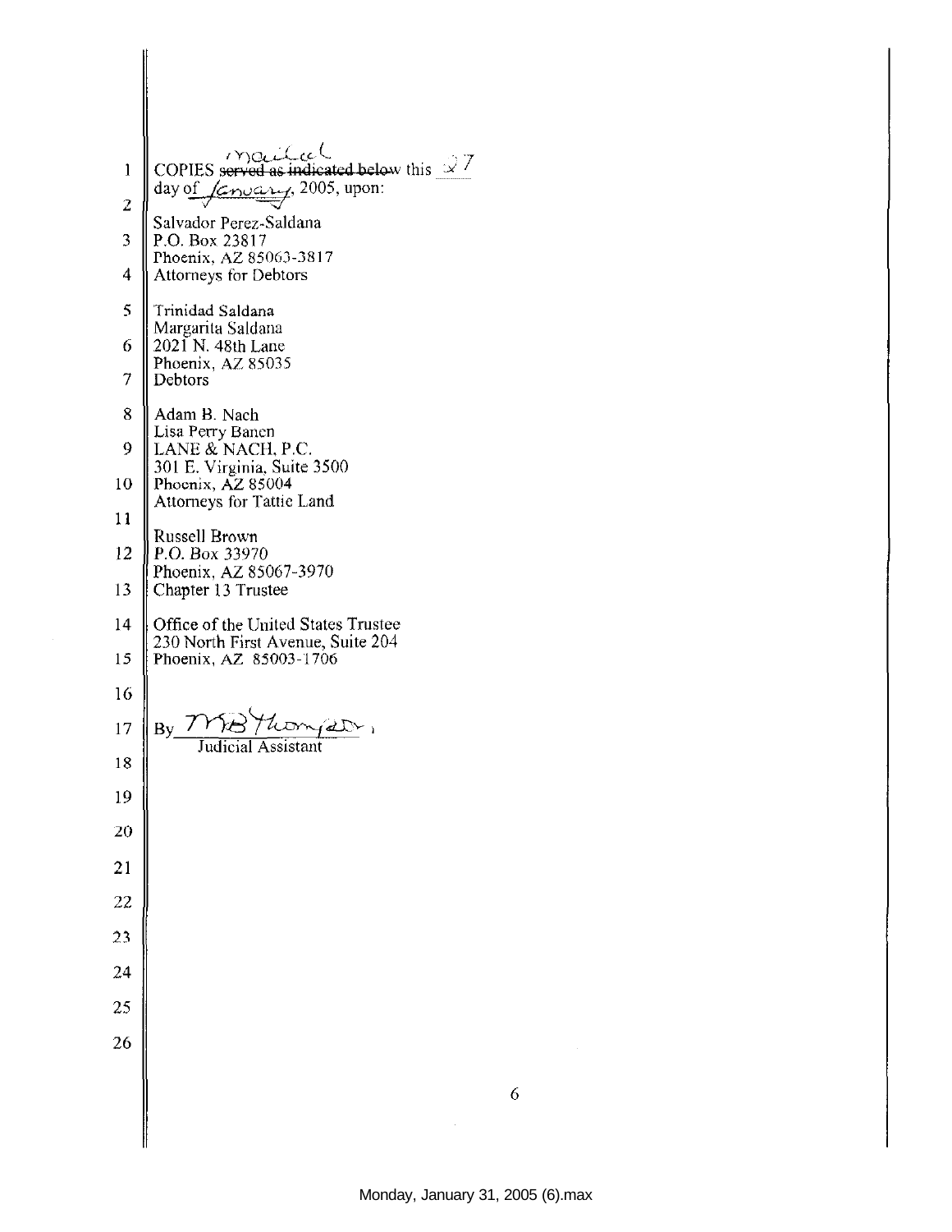COPIES ~~served as indicated below~~ mailed this 27 day of January, 2005, upon:

Salvador Perez-Saldana
P.O. Box 23817
Phoenix, AZ 85063-3817
Attorneys for Debtors

Trinidad Saldana
Margarita Saldana
2021 N. 48th Lane
Phoenix, AZ 85035
Debtors

Adam B. Nach
Lisa Perry Banen
LANE & NACH, P.C.
301 E. Virginia, Suite 3500
Phoenix, AZ 85004
Attorneys for Tattie Land

Russell Brown
P.O. Box 33970
Phoenix, AZ 85067-3970
Chapter 13 Trustee

Office of the United States Trustee
230 North First Avenue, Suite 204
Phoenix, AZ 85003-1706

By MB Thompson
Judicial Assistant

Monday, January 31, 2005 (6).max